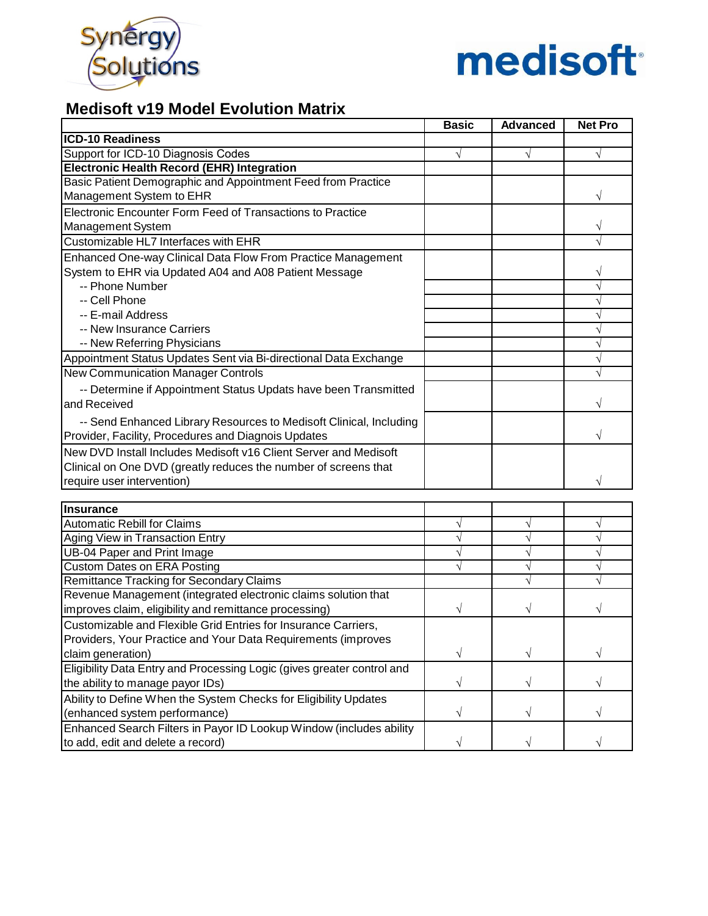Synergy Solutions

medisoft

# Medisoft v19 Model Evolution Matrix

| | Basic | Advanced | Net Pro |
|---|---|---|---|
| **ICD-10 Readiness** | | | |
| Support for ICD-10 Diagnosis Codes | √ | √ | √ |
| **Electronic Health Record (EHR) Integration** | | | |
| Basic Patient Demographic and Appointment Feed from Practice Management System to EHR | | | √ |
| Electronic Encounter Form Feed of Transactions to Practice Management System | | | √ |
| Customizable HL7 Interfaces with EHR | | | √ |
| Enhanced One-way Clinical Data Flow From Practice Management System to EHR via Updated A04 and A08 Patient Message | | | √ |
| -- Phone Number | | | √ |
| -- Cell Phone | | | √ |
| -- E-mail Address | | | √ |
| -- New Insurance Carriers | | | √ |
| -- New Referring Physicians | | | √ |
| Appointment Status Updates Sent via Bi-directional Data Exchange | | | √ |
| New Communication Manager Controls | | | √ |
| -- Determine if Appointment Status Updats have been Transmitted and Received | | | √ |
| -- Send Enhanced Library Resources to Medisoft Clinical, Including Provider, Facility, Procedures and Diagnois Updates | | | √ |
| New DVD Install Includes Medisoft v16 Client Server and Medisoft Clinical on One DVD (greatly reduces the number of screens that require user intervention) | | | √ |

| | Basic | Advanced | Net Pro |
|---|---|---|---|
| **Insurance** | | | |
| Automatic Rebill for Claims | √ | √ | √ |
| Aging View in Transaction Entry | √ | √ | √ |
| UB-04 Paper and Print Image | √ | √ | √ |
| Custom Dates on ERA Posting | √ | √ | √ |
| Remittance Tracking for Secondary Claims | | √ | √ |
| Revenue Management (integrated electronic claims solution that improves claim, eligibility and remittance processing) | √ | √ | √ |
| Customizable and Flexible Grid Entries for Insurance Carriers, Providers, Your Practice and Your Data Requirements (improves claim generation) | √ | √ | √ |
| Eligibility Data Entry and Processing Logic (gives greater control and the ability to manage payor IDs) | √ | √ | √ |
| Ability to Define When the System Checks for Eligibility Updates (enhanced system performance) | √ | √ | √ |
| Enhanced Search Filters in Payor ID Lookup Window (includes ability to add, edit and delete a record) | √ | √ | √ |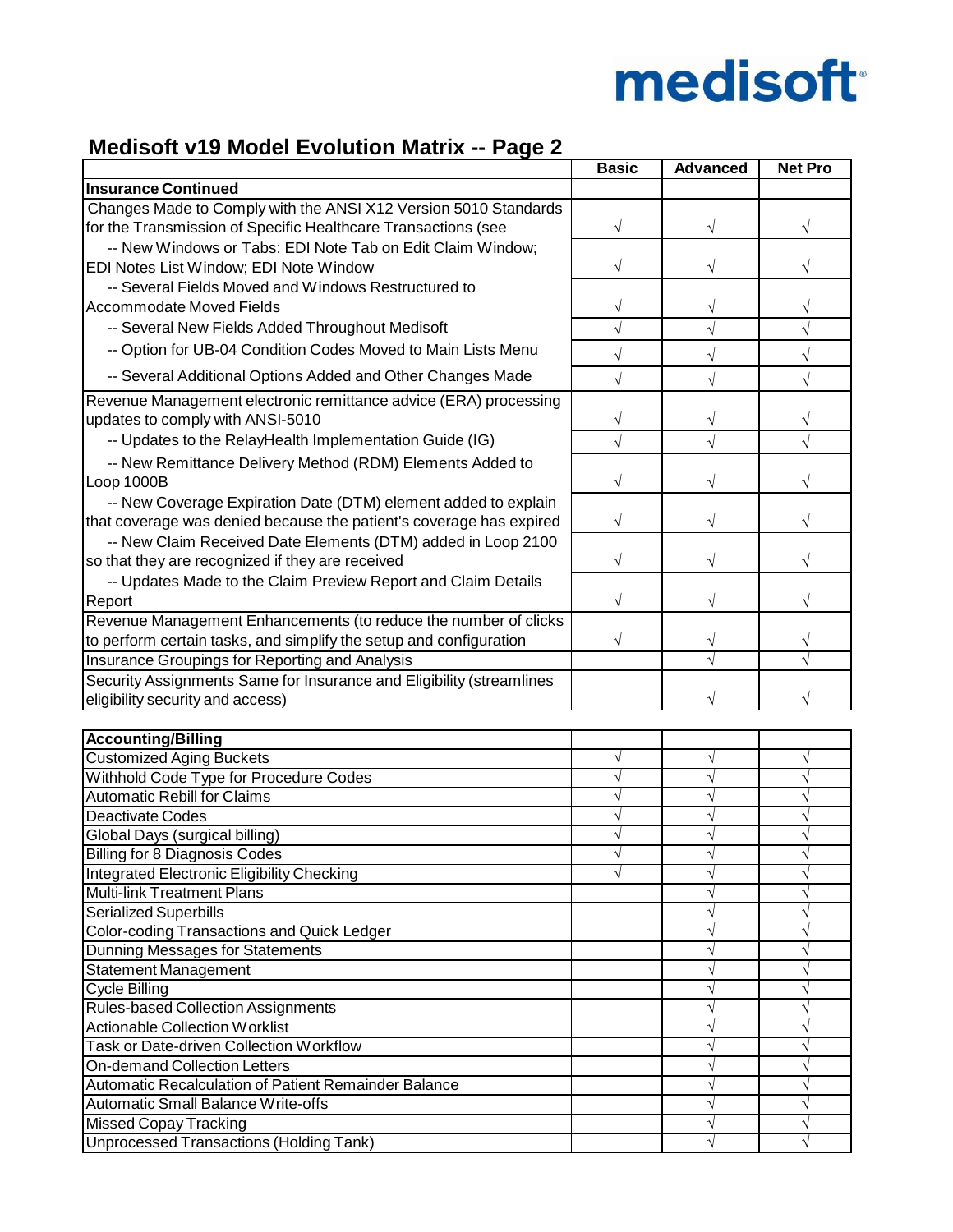# Medisoft v19 Model Evolution Matrix -- Page 2

| | Basic | Advanced | Net Pro |
|---|---|---|---|
| **Insurance Continued** | | | |
| Changes Made to Comply with the ANSI X12 Version 5010 Standards for the Transmission of Specific Healthcare Transactions (see | √ | √ | √ |
| -- New Windows or Tabs: EDI Note Tab on Edit Claim Window; EDI Notes List Window; EDI Note Window | √ | √ | √ |
| -- Several Fields Moved and Windows Restructured to Accommodate Moved Fields | √ | √ | √ |
| -- Several New Fields Added Throughout Medisoft | √ | √ | √ |
| -- Option for UB-04 Condition Codes Moved to Main Lists Menu | √ | √ | √ |
| -- Several Additional Options Added and Other Changes Made | √ | √ | √ |
| Revenue Management electronic remittance advice (ERA) processing updates to comply with ANSI-5010 | √ | √ | √ |
| -- Updates to the RelayHealth Implementation Guide (IG) | √ | √ | √ |
| -- New Remittance Delivery Method (RDM) Elements Added to Loop 1000B | √ | √ | √ |
| -- New Coverage Expiration Date (DTM) element added to explain that coverage was denied because the patient's coverage has expired | √ | √ | √ |
| -- New Claim Received Date Elements (DTM) added in Loop 2100 so that they are recognized if they are received | √ | √ | √ |
| -- Updates Made to the Claim Preview Report and Claim Details Report | √ | √ | √ |
| Revenue Management Enhancements (to reduce the number of clicks to perform certain tasks, and simplify the setup and configuration | √ | √ | √ |
| Insurance Groupings for Reporting and Analysis | | √ | √ |
| Security Assignments Same for Insurance and Eligibility (streamlines eligibility security and access) | | √ | √ |

| | Basic | Advanced | Net Pro |
|---|---|---|---|
| **Accounting/Billing** | | | |
| Customized Aging Buckets | √ | √ | √ |
| Withhold Code Type for Procedure Codes | √ | √ | √ |
| Automatic Rebill for Claims | √ | √ | √ |
| Deactivate Codes | √ | √ | √ |
| Global Days (surgical billing) | √ | √ | √ |
| Billing for 8 Diagnosis Codes | √ | √ | √ |
| Integrated Electronic Eligibility Checking | √ | √ | √ |
| Multi-link Treatment Plans | | √ | √ |
| Serialized Superbills | | √ | √ |
| Color-coding Transactions and Quick Ledger | | √ | √ |
| Dunning Messages for Statements | | √ | √ |
| Statement Management | | √ | √ |
| Cycle Billing | | √ | √ |
| Rules-based Collection Assignments | | √ | √ |
| Actionable Collection Worklist | | √ | √ |
| Task or Date-driven Collection Workflow | | √ | √ |
| On-demand Collection Letters | | √ | √ |
| Automatic Recalculation of Patient Remainder Balance | | √ | √ |
| Automatic Small Balance Write-offs | | √ | √ |
| Missed Copay Tracking | | √ | √ |
| Unprocessed Transactions (Holding Tank) | | √ | √ |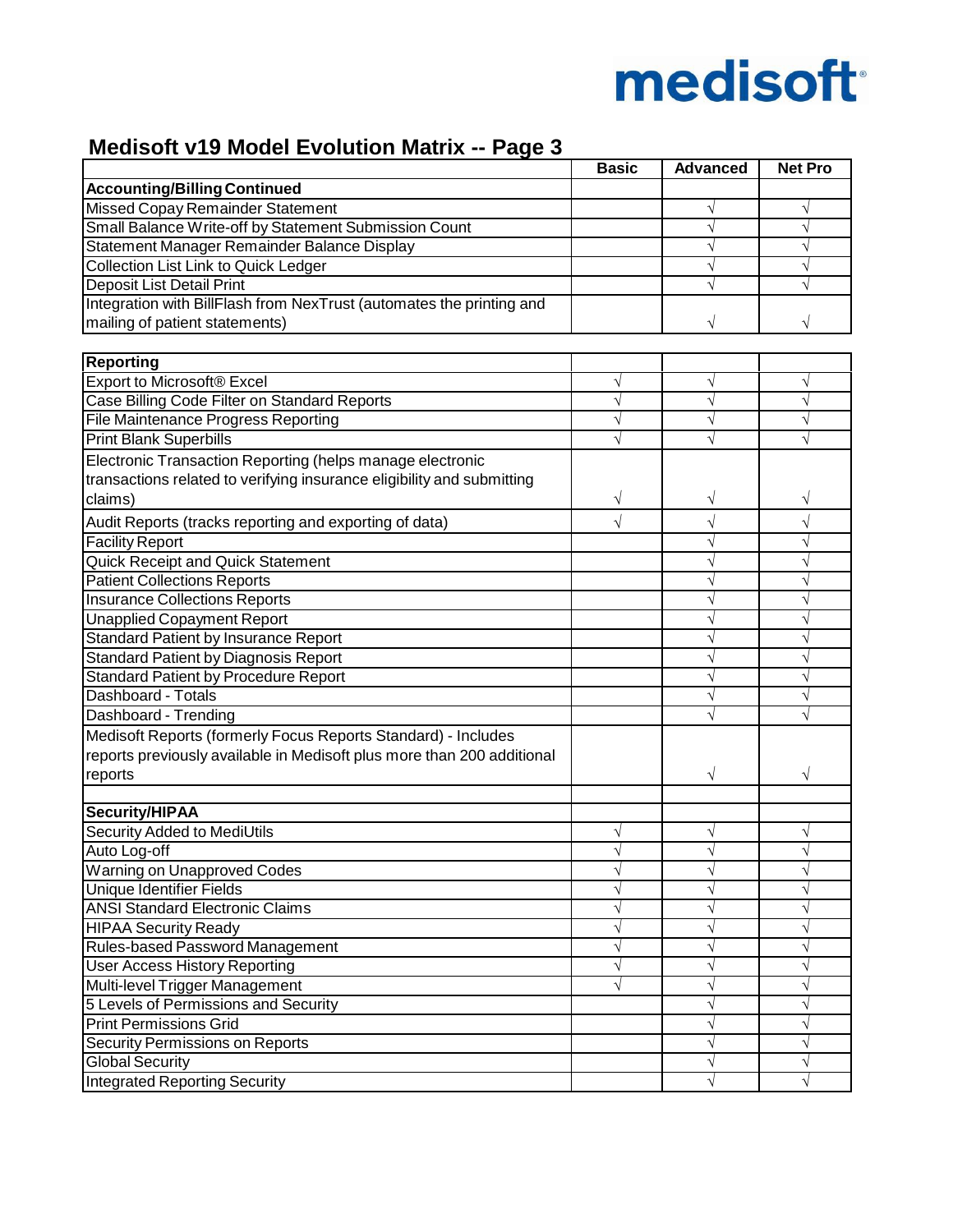medisoft

## Medisoft v19 Model Evolution Matrix -- Page 3

| | Basic | Advanced | Net Pro |
|---|---|---|---|
| **Accounting/Billing Continued** | | | |
| Missed Copay Remainder Statement | | √ | √ |
| Small Balance Write-off by Statement Submission Count | | √ | √ |
| Statement Manager Remainder Balance Display | | √ | √ |
| Collection List Link to Quick Ledger | | √ | √ |
| Deposit List Detail Print | | √ | √ |
| Integration with BillFlash from NexTrust (automates the printing and mailing of patient statements) | | √ | √ |
| | | | |
| **Reporting** | | | |
| Export to Microsoft® Excel | √ | √ | √ |
| Case Billing Code Filter on Standard Reports | √ | √ | √ |
| File Maintenance Progress Reporting | √ | √ | √ |
| Print Blank Superbills | √ | √ | √ |
| Electronic Transaction Reporting (helps manage electronic transactions related to verifying insurance eligibility and submitting claims) | √ | √ | √ |
| Audit Reports (tracks reporting and exporting of data) | √ | √ | √ |
| Facility Report | | √ | √ |
| Quick Receipt and Quick Statement | | √ | √ |
| Patient Collections Reports | | √ | √ |
| Insurance Collections Reports | | √ | √ |
| Unapplied Copayment Report | | √ | √ |
| Standard Patient by Insurance Report | | √ | √ |
| Standard Patient by Diagnosis Report | | √ | √ |
| Standard Patient by Procedure Report | | √ | √ |
| Dashboard - Totals | | √ | √ |
| Dashboard - Trending | | √ | √ |
| Medisoft Reports (formerly Focus Reports Standard) - Includes reports previously available in Medisoft plus more than 200 additional reports | | √ | √ |
| | | | |
| **Security/HIPAA** | | | |
| Security Added to MediUtils | √ | √ | √ |
| Auto Log-off | √ | √ | √ |
| Warning on Unapproved Codes | √ | √ | √ |
| Unique Identifier Fields | √ | √ | √ |
| ANSI Standard Electronic Claims | √ | √ | √ |
| HIPAA Security Ready | √ | √ | √ |
| Rules-based Password Management | √ | √ | √ |
| User Access History Reporting | √ | √ | √ |
| Multi-level Trigger Management | √ | √ | √ |
| 5 Levels of Permissions and Security | | √ | √ |
| Print Permissions Grid | | √ | √ |
| Security Permissions on Reports | | √ | √ |
| Global Security | | √ | √ |
| Integrated Reporting Security | | √ | √ |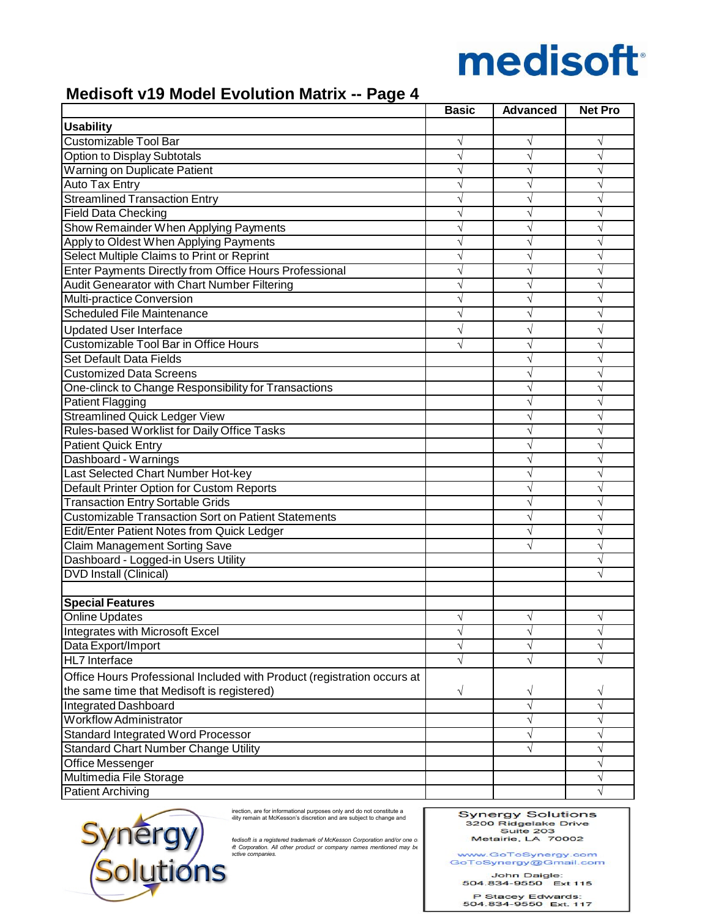# Medisoft v19 Model Evolution Matrix -- Page 4

| | Basic | Advanced | Net Pro |
|---|---|---|---|
| **Usability** | | | |
| Customizable Tool Bar | √ | √ | √ |
| Option to Display Subtotals | √ | √ | √ |
| Warning on Duplicate Patient | √ | √ | √ |
| Auto Tax Entry | √ | √ | √ |
| Streamlined Transaction Entry | √ | √ | √ |
| Field Data Checking | √ | √ | √ |
| Show Remainder When Applying Payments | √ | √ | √ |
| Apply to Oldest When Applying Payments | √ | √ | √ |
| Select Multiple Claims to Print or Reprint | √ | √ | √ |
| Enter Payments Directly from Office Hours Professional | √ | √ | √ |
| Audit Genearator with Chart Number Filtering | √ | √ | √ |
| Multi-practice Conversion | √ | √ | √ |
| Scheduled File Maintenance | √ | √ | √ |
| Updated User Interface | √ | √ | √ |
| Customizable Tool Bar in Office Hours | √ | √ | √ |
| Set Default Data Fields | | √ | √ |
| Customized Data Screens | | √ | √ |
| One-clinck to Change Responsibility for Transactions | | √ | √ |
| Patient Flagging | | √ | √ |
| Streamlined Quick Ledger View | | √ | √ |
| Rules-based Worklist for Daily Office Tasks | | √ | √ |
| Patient Quick Entry | | √ | √ |
| Dashboard - Warnings | | √ | √ |
| Last Selected Chart Number Hot-key | | √ | √ |
| Default Printer Option for Custom Reports | | √ | √ |
| Transaction Entry Sortable Grids | | √ | √ |
| Customizable Transaction Sort on Patient Statements | | √ | √ |
| Edit/Enter Patient Notes from Quick Ledger | | √ | √ |
| Claim Management Sorting Save | | √ | √ |
| Dashboard - Logged-in Users Utility | | | √ |
| DVD Install (Clinical) | | | √ |
| | | | |
| **Special Features** | | | |
| Online Updates | √ | √ | √ |
| Integrates with Microsoft Excel | √ | √ | √ |
| Data Export/Import | √ | √ | √ |
| HL7 Interface | √ | √ | √ |
| Office Hours Professional Included with Product (registration occurs at the same time that Medisoft is registered) | √ | √ | √ |
| Integrated Dashboard | | √ | √ |
| Workflow Administrator | | √ | √ |
| Standard Integrated Word Processor | | √ | √ |
| Standard Chart Number Change Utility | | √ | √ |
| Office Messenger | | | √ |
| Multimedia File Storage | | | √ |
| Patient Archiving | | | √ |

irection, are for informational purposes only and do not constitute a ility remain at McKesson's discretion and are subject to change and

*ledisoft is a registered trademark of McKesson Corporation and/or one o ft Corporation. All other product or company names mentioned may be ective companies.*

Synergy Solutions
3200 Ridgelake Drive
Suite 203
Metairie, LA 70002

www.GoToSynergy.com
GoToSynergy@Gmail.com

John Daigle:
504.834-9550 Ext 115

P Stacey Edwards:
504.834-9550 Ext. 117